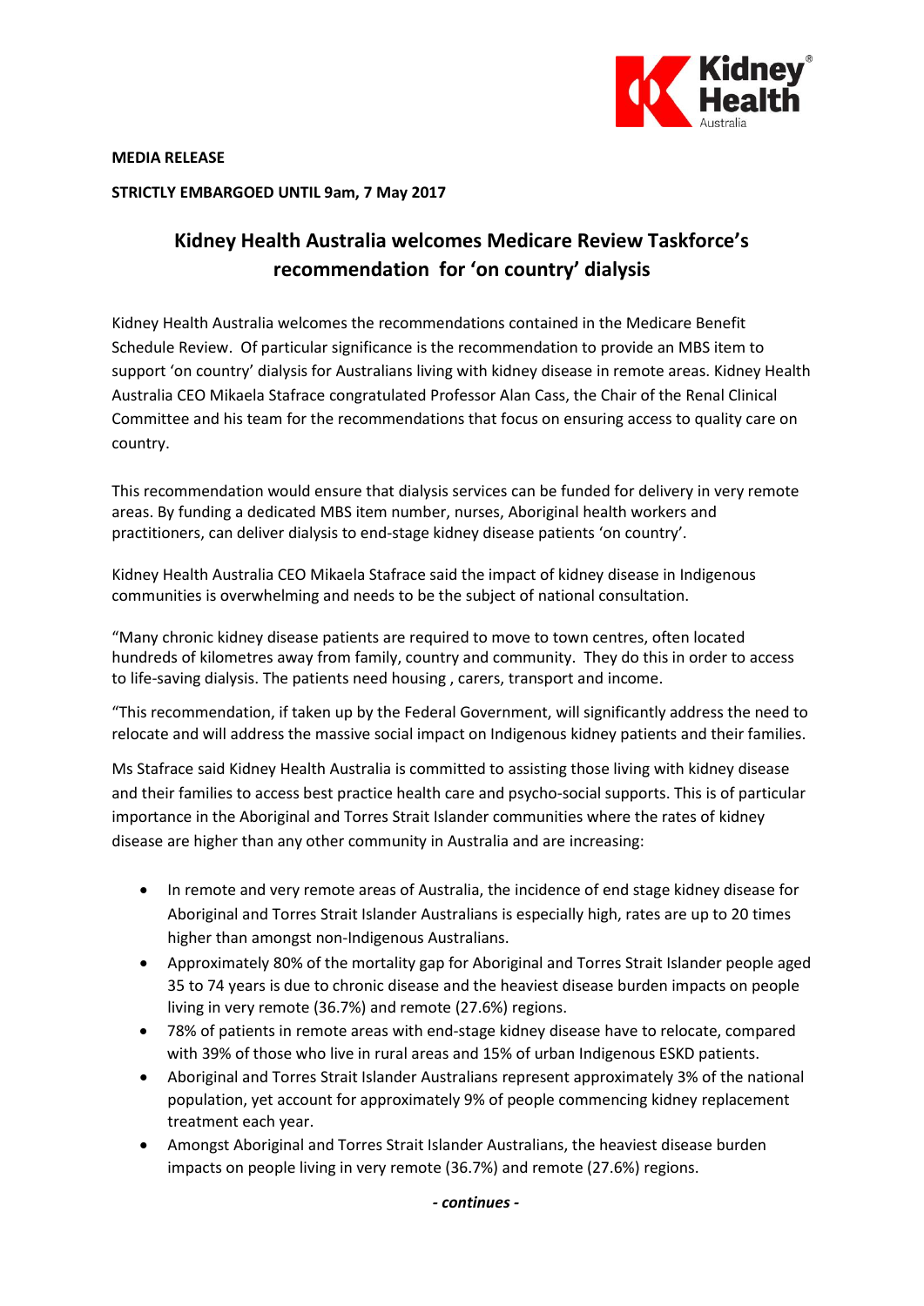**MEDIA RELEASE**

**STRICTLY EMBARGOED UNTIL 9am, 7 May 2017**

# Kidney Health Australia welcomes Medicare Review Taskforce's recommendation for 'on country' dialysis

Kidney Health Australia welcomes the recommendations contained in the Medicare Benefit Schedule Review. Of particular significance is the recommendation to provide an MBS item to support 'on country' dialysis for Australians living with kidney disease in remote areas. Kidney Health Australia CEO Mikaela Stafrace congratulated Professor Alan Cass, the Chair of the Renal Clinical Committee and his team for the recommendations that focus on ensuring access to quality care on country.

This recommendation would ensure that dialysis services can be funded for delivery in very remote areas. By funding a dedicated MBS item number, nurses, Aboriginal health workers and practitioners, can deliver dialysis to end-stage kidney disease patients 'on country'.

Kidney Health Australia CEO Mikaela Stafrace said the impact of kidney disease in Indigenous communities is overwhelming and needs to be the subject of national consultation.

"Many chronic kidney disease patients are required to move to town centres, often located hundreds of kilometres away from family, country and community. They do this in order to access to life-saving dialysis. The patients need housing , carers, transport and income.

"This recommendation, if taken up by the Federal Government, will significantly address the need to relocate and will address the massive social impact on Indigenous kidney patients and their families.

Ms Stafrace said Kidney Health Australia is committed to assisting those living with kidney disease and their families to access best practice health care and psycho-social supports. This is of particular importance in the Aboriginal and Torres Strait Islander communities where the rates of kidney disease are higher than any other community in Australia and are increasing:

- In remote and very remote areas of Australia, the incidence of end stage kidney disease for Aboriginal and Torres Strait Islander Australians is especially high, rates are up to 20 times higher than amongst non-Indigenous Australians.
- Approximately 80% of the mortality gap for Aboriginal and Torres Strait Islander people aged 35 to 74 years is due to chronic disease and the heaviest disease burden impacts on people living in very remote (36.7%) and remote (27.6%) regions.
- 78% of patients in remote areas with end-stage kidney disease have to relocate, compared with 39% of those who live in rural areas and 15% of urban Indigenous ESKD patients.
- Aboriginal and Torres Strait Islander Australians represent approximately 3% of the national population, yet account for approximately 9% of people commencing kidney replacement treatment each year.
- Amongst Aboriginal and Torres Strait Islander Australians, the heaviest disease burden impacts on people living in very remote (36.7%) and remote (27.6%) regions.

***- continues -***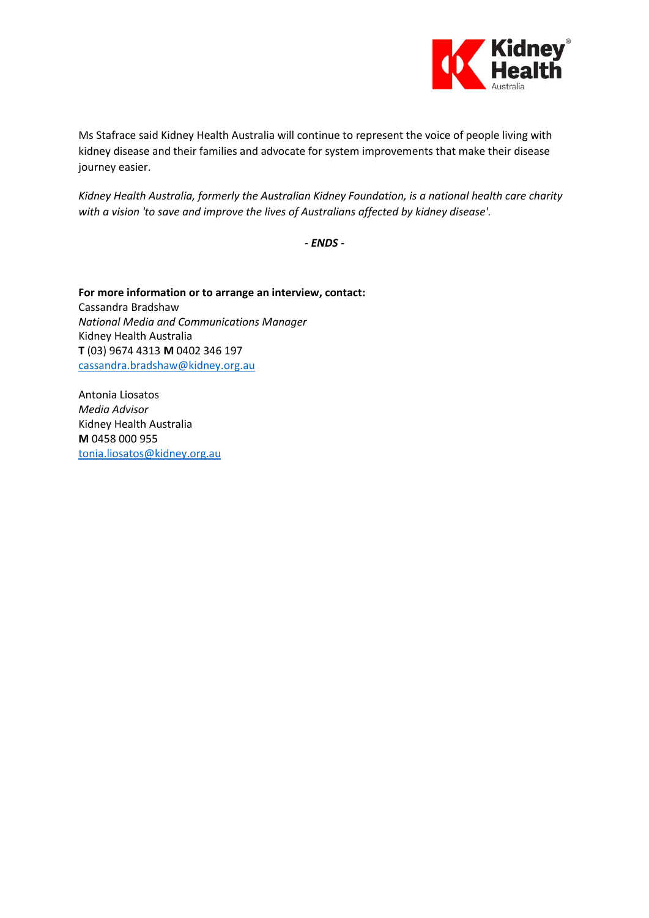Ms Stafrace said Kidney Health Australia will continue to represent the voice of people living with kidney disease and their families and advocate for system improvements that make their disease journey easier.

*Kidney Health Australia, formerly the Australian Kidney Foundation, is a national health care charity with a vision 'to save and improve the lives of Australians affected by kidney disease'.*

***- ENDS -***

**For more information or to arrange an interview, contact:**
Cassandra Bradshaw
*National Media and Communications Manager*
Kidney Health Australia
**T** (03) 9674 4313 **M** 0402 346 197
cassandra.bradshaw@kidney.org.au

Antonia Liosatos
*Media Advisor*
Kidney Health Australia
**M** 0458 000 955
tonia.liosatos@kidney.org.au